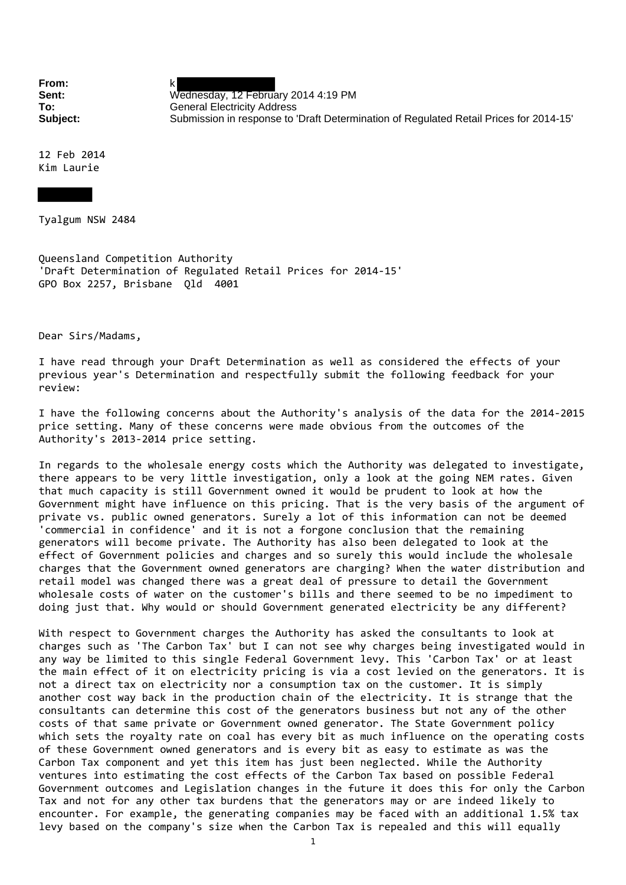**From:** k
**Sent:** Wednesday, 12 February 2014 4:19 PM
**To:** General Electricity Address
**Subject:** Submission in response to 'Draft Determination of Regulated Retail Prices for 2014-15'

12 Feb 2014
Kim Laurie

Tyalgum NSW 2484

Queensland Competition Authority
'Draft Determination of Regulated Retail Prices for 2014-15'
GPO Box 2257, Brisbane Qld 4001

Dear Sirs/Madams,

I have read through your Draft Determination as well as considered the effects of your previous year's Determination and respectfully submit the following feedback for your review:

I have the following concerns about the Authority's analysis of the data for the 2014-2015 price setting. Many of these concerns were made obvious from the outcomes of the Authority's 2013-2014 price setting.

In regards to the wholesale energy costs which the Authority was delegated to investigate, there appears to be very little investigation, only a look at the going NEM rates. Given that much capacity is still Government owned it would be prudent to look at how the Government might have influence on this pricing. That is the very basis of the argument of private vs. public owned generators. Surely a lot of this information can not be deemed 'commercial in confidence' and it is not a forgone conclusion that the remaining generators will become private. The Authority has also been delegated to look at the effect of Government policies and charges and so surely this would include the wholesale charges that the Government owned generators are charging? When the water distribution and retail model was changed there was a great deal of pressure to detail the Government wholesale costs of water on the customer's bills and there seemed to be no impediment to doing just that. Why would or should Government generated electricity be any different?

With respect to Government charges the Authority has asked the consultants to look at charges such as 'The Carbon Tax' but I can not see why charges being investigated would in any way be limited to this single Federal Government levy. This 'Carbon Tax' or at least the main effect of it on electricity pricing is via a cost levied on the generators. It is not a direct tax on electricity nor a consumption tax on the customer. It is simply another cost way back in the production chain of the electricity. It is strange that the consultants can determine this cost of the generators business but not any of the other costs of that same private or Government owned generator. The State Government policy which sets the royalty rate on coal has every bit as much influence on the operating costs of these Government owned generators and is every bit as easy to estimate as was the Carbon Tax component and yet this item has just been neglected. While the Authority ventures into estimating the cost effects of the Carbon Tax based on possible Federal Government outcomes and Legislation changes in the future it does this for only the Carbon Tax and not for any other tax burdens that the generators may or are indeed likely to encounter. For example, the generating companies may be faced with an additional 1.5% tax levy based on the company's size when the Carbon Tax is repealed and this will equally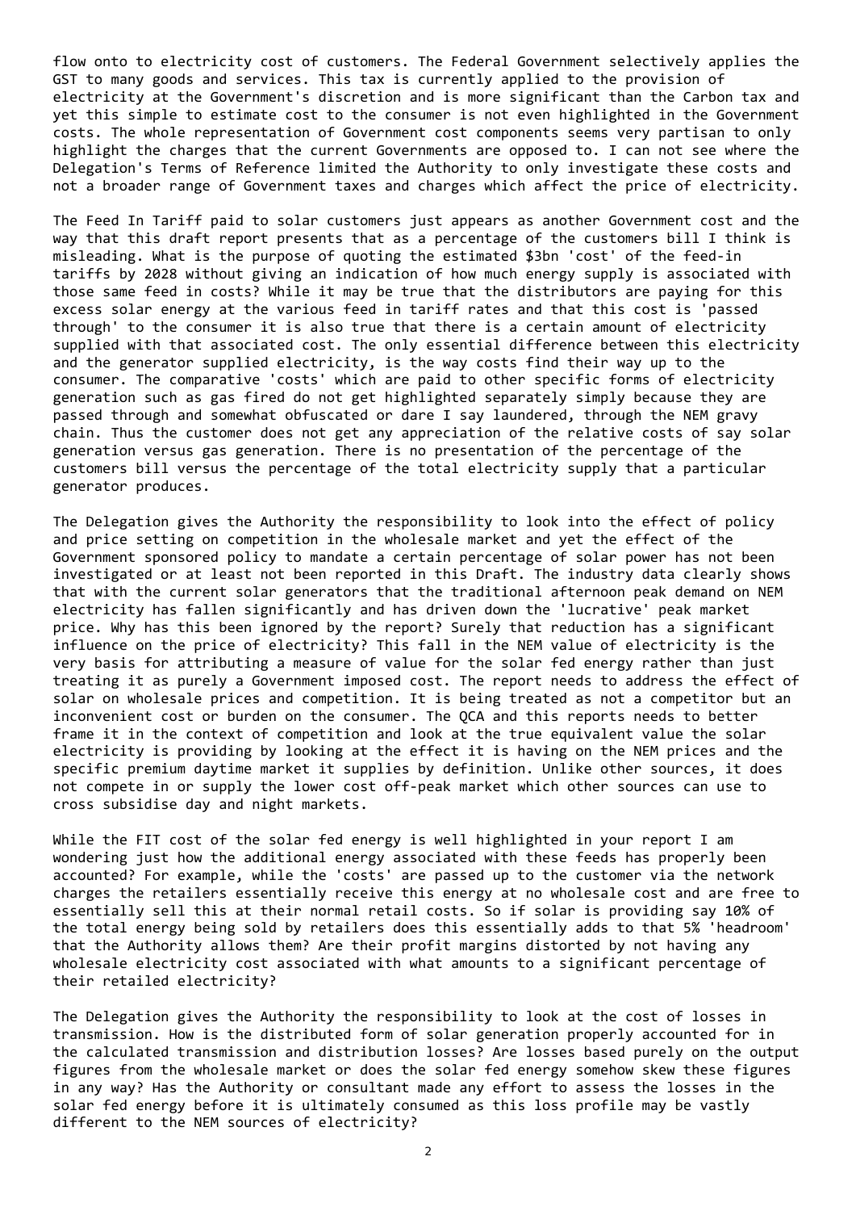flow onto to electricity cost of customers. The Federal Government selectively applies the GST to many goods and services. This tax is currently applied to the provision of electricity at the Government's discretion and is more significant than the Carbon tax and yet this simple to estimate cost to the consumer is not even highlighted in the Government costs. The whole representation of Government cost components seems very partisan to only highlight the charges that the current Governments are opposed to. I can not see where the Delegation's Terms of Reference limited the Authority to only investigate these costs and not a broader range of Government taxes and charges which affect the price of electricity.

The Feed In Tariff paid to solar customers just appears as another Government cost and the way that this draft report presents that as a percentage of the customers bill I think is misleading. What is the purpose of quoting the estimated $3bn 'cost' of the feed-in tariffs by 2028 without giving an indication of how much energy supply is associated with those same feed in costs? While it may be true that the distributors are paying for this excess solar energy at the various feed in tariff rates and that this cost is 'passed through' to the consumer it is also true that there is a certain amount of electricity supplied with that associated cost. The only essential difference between this electricity and the generator supplied electricity, is the way costs find their way up to the consumer. The comparative 'costs' which are paid to other specific forms of electricity generation such as gas fired do not get highlighted separately simply because they are passed through and somewhat obfuscated or dare I say laundered, through the NEM gravy chain. Thus the customer does not get any appreciation of the relative costs of say solar generation versus gas generation. There is no presentation of the percentage of the customers bill versus the percentage of the total electricity supply that a particular generator produces.

The Delegation gives the Authority the responsibility to look into the effect of policy and price setting on competition in the wholesale market and yet the effect of the Government sponsored policy to mandate a certain percentage of solar power has not been investigated or at least not been reported in this Draft. The industry data clearly shows that with the current solar generators that the traditional afternoon peak demand on NEM electricity has fallen significantly and has driven down the 'lucrative' peak market price. Why has this been ignored by the report? Surely that reduction has a significant influence on the price of electricity? This fall in the NEM value of electricity is the very basis for attributing a measure of value for the solar fed energy rather than just treating it as purely a Government imposed cost. The report needs to address the effect of solar on wholesale prices and competition. It is being treated as not a competitor but an inconvenient cost or burden on the consumer. The QCA and this reports needs to better frame it in the context of competition and look at the true equivalent value the solar electricity is providing by looking at the effect it is having on the NEM prices and the specific premium daytime market it supplies by definition. Unlike other sources, it does not compete in or supply the lower cost off-peak market which other sources can use to cross subsidise day and night markets.

While the FIT cost of the solar fed energy is well highlighted in your report I am wondering just how the additional energy associated with these feeds has properly been accounted? For example, while the 'costs' are passed up to the customer via the network charges the retailers essentially receive this energy at no wholesale cost and are free to essentially sell this at their normal retail costs. So if solar is providing say 10% of the total energy being sold by retailers does this essentially adds to that 5% 'headroom' that the Authority allows them? Are their profit margins distorted by not having any wholesale electricity cost associated with what amounts to a significant percentage of their retailed electricity?

The Delegation gives the Authority the responsibility to look at the cost of losses in transmission. How is the distributed form of solar generation properly accounted for in the calculated transmission and distribution losses? Are losses based purely on the output figures from the wholesale market or does the solar fed energy somehow skew these figures in any way? Has the Authority or consultant made any effort to assess the losses in the solar fed energy before it is ultimately consumed as this loss profile may be vastly different to the NEM sources of electricity?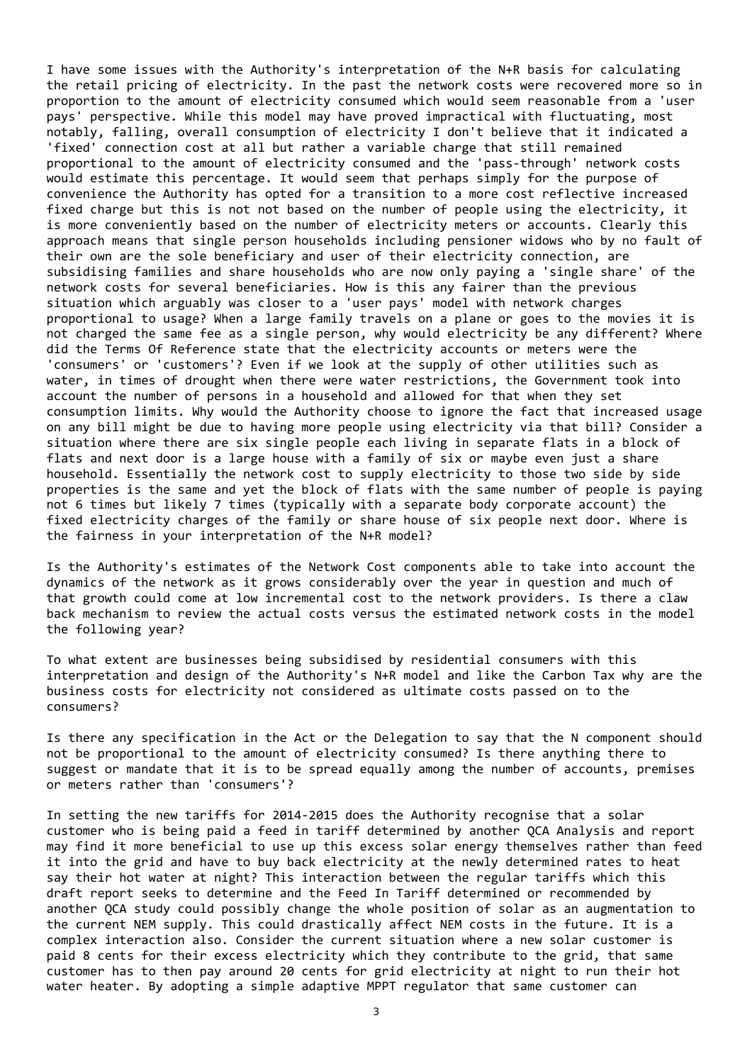I have some issues with the Authority's interpretation of the N+R basis for calculating the retail pricing of electricity. In the past the network costs were recovered more so in proportion to the amount of electricity consumed which would seem reasonable from a 'user pays' perspective. While this model may have proved impractical with fluctuating, most notably, falling, overall consumption of electricity I don't believe that it indicated a 'fixed' connection cost at all but rather a variable charge that still remained proportional to the amount of electricity consumed and the 'pass-through' network costs would estimate this percentage. It would seem that perhaps simply for the purpose of convenience the Authority has opted for a transition to a more cost reflective increased fixed charge but this is not not based on the number of people using the electricity, it is more conveniently based on the number of electricity meters or accounts. Clearly this approach means that single person households including pensioner widows who by no fault of their own are the sole beneficiary and user of their electricity connection, are subsidising families and share households who are now only paying a 'single share' of the network costs for several beneficiaries. How is this any fairer than the previous situation which arguably was closer to a 'user pays' model with network charges proportional to usage? When a large family travels on a plane or goes to the movies it is not charged the same fee as a single person, why would electricity be any different? Where did the Terms Of Reference state that the electricity accounts or meters were the 'consumers' or 'customers'? Even if we look at the supply of other utilities such as water, in times of drought when there were water restrictions, the Government took into account the number of persons in a household and allowed for that when they set consumption limits. Why would the Authority choose to ignore the fact that increased usage on any bill might be due to having more people using electricity via that bill? Consider a situation where there are six single people each living in separate flats in a block of flats and next door is a large house with a family of six or maybe even just a share household. Essentially the network cost to supply electricity to those two side by side properties is the same and yet the block of flats with the same number of people is paying not 6 times but likely 7 times (typically with a separate body corporate account) the fixed electricity charges of the family or share house of six people next door. Where is the fairness in your interpretation of the N+R model?

Is the Authority's estimates of the Network Cost components able to take into account the dynamics of the network as it grows considerably over the year in question and much of that growth could come at low incremental cost to the network providers. Is there a claw back mechanism to review the actual costs versus the estimated network costs in the model the following year?

To what extent are businesses being subsidised by residential consumers with this interpretation and design of the Authority's N+R model and like the Carbon Tax why are the business costs for electricity not considered as ultimate costs passed on to the consumers?

Is there any specification in the Act or the Delegation to say that the N component should not be proportional to the amount of electricity consumed? Is there anything there to suggest or mandate that it is to be spread equally among the number of accounts, premises or meters rather than 'consumers'?

In setting the new tariffs for 2014-2015 does the Authority recognise that a solar customer who is being paid a feed in tariff determined by another QCA Analysis and report may find it more beneficial to use up this excess solar energy themselves rather than feed it into the grid and have to buy back electricity at the newly determined rates to heat say their hot water at night? This interaction between the regular tariffs which this draft report seeks to determine and the Feed In Tariff determined or recommended by another QCA study could possibly change the whole position of solar as an augmentation to the current NEM supply. This could drastically affect NEM costs in the future. It is a complex interaction also. Consider the current situation where a new solar customer is paid 8 cents for their excess electricity which they contribute to the grid, that same customer has to then pay around 20 cents for grid electricity at night to run their hot water heater. By adopting a simple adaptive MPPT regulator that same customer can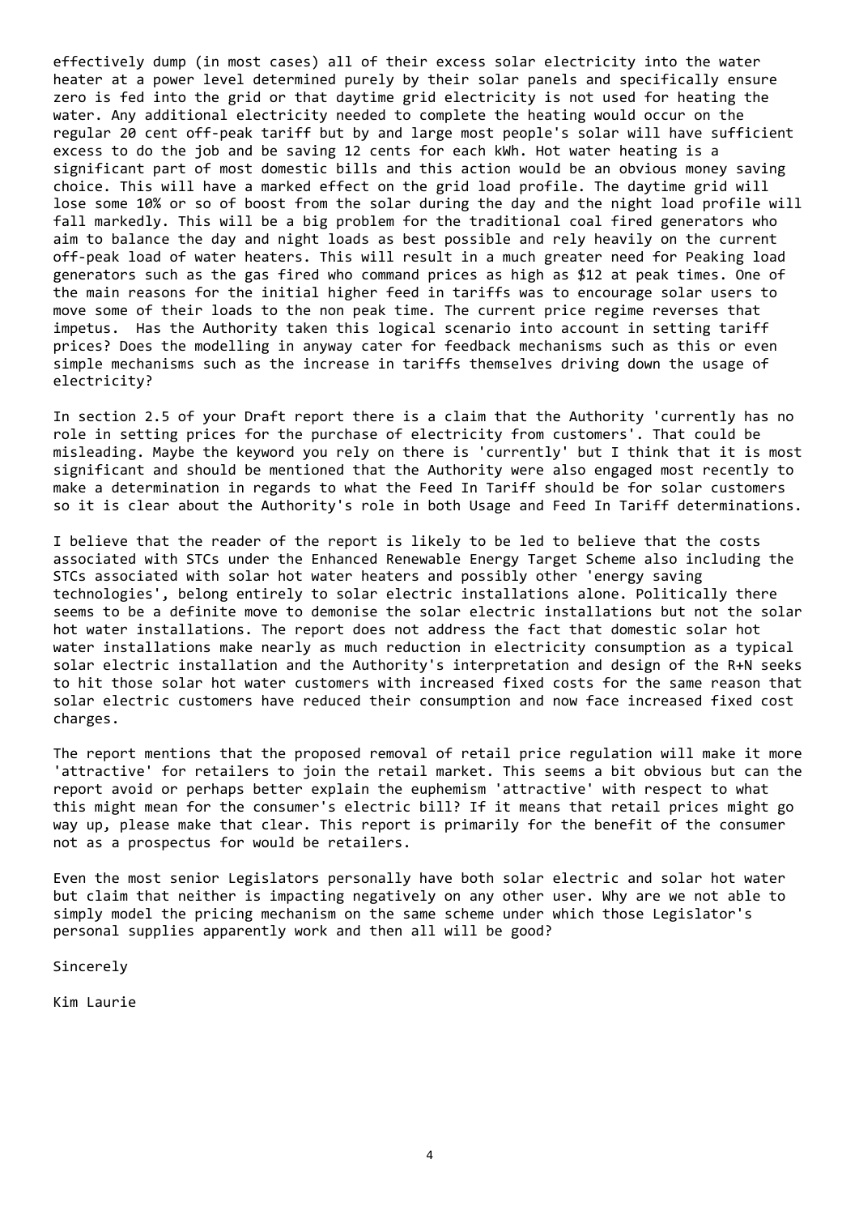effectively dump (in most cases) all of their excess solar electricity into the water heater at a power level determined purely by their solar panels and specifically ensure zero is fed into the grid or that daytime grid electricity is not used for heating the water. Any additional electricity needed to complete the heating would occur on the regular 20 cent off-peak tariff but by and large most people's solar will have sufficient excess to do the job and be saving 12 cents for each kWh. Hot water heating is a significant part of most domestic bills and this action would be an obvious money saving choice. This will have a marked effect on the grid load profile. The daytime grid will lose some 10% or so of boost from the solar during the day and the night load profile will fall markedly. This will be a big problem for the traditional coal fired generators who aim to balance the day and night loads as best possible and rely heavily on the current off-peak load of water heaters. This will result in a much greater need for Peaking load generators such as the gas fired who command prices as high as $12 at peak times. One of the main reasons for the initial higher feed in tariffs was to encourage solar users to move some of their loads to the non peak time. The current price regime reverses that impetus. Has the Authority taken this logical scenario into account in setting tariff prices? Does the modelling in anyway cater for feedback mechanisms such as this or even simple mechanisms such as the increase in tariffs themselves driving down the usage of electricity?

In section 2.5 of your Draft report there is a claim that the Authority 'currently has no role in setting prices for the purchase of electricity from customers'. That could be misleading. Maybe the keyword you rely on there is 'currently' but I think that it is most significant and should be mentioned that the Authority were also engaged most recently to make a determination in regards to what the Feed In Tariff should be for solar customers so it is clear about the Authority's role in both Usage and Feed In Tariff determinations.

I believe that the reader of the report is likely to be led to believe that the costs associated with STCs under the Enhanced Renewable Energy Target Scheme also including the STCs associated with solar hot water heaters and possibly other 'energy saving technologies', belong entirely to solar electric installations alone. Politically there seems to be a definite move to demonise the solar electric installations but not the solar hot water installations. The report does not address the fact that domestic solar hot water installations make nearly as much reduction in electricity consumption as a typical solar electric installation and the Authority's interpretation and design of the R+N seeks to hit those solar hot water customers with increased fixed costs for the same reason that solar electric customers have reduced their consumption and now face increased fixed cost charges.

The report mentions that the proposed removal of retail price regulation will make it more 'attractive' for retailers to join the retail market. This seems a bit obvious but can the report avoid or perhaps better explain the euphemism 'attractive' with respect to what this might mean for the consumer's electric bill? If it means that retail prices might go way up, please make that clear. This report is primarily for the benefit of the consumer not as a prospectus for would be retailers.

Even the most senior Legislators personally have both solar electric and solar hot water but claim that neither is impacting negatively on any other user. Why are we not able to simply model the pricing mechanism on the same scheme under which those Legislator's personal supplies apparently work and then all will be good?

Sincerely

Kim Laurie